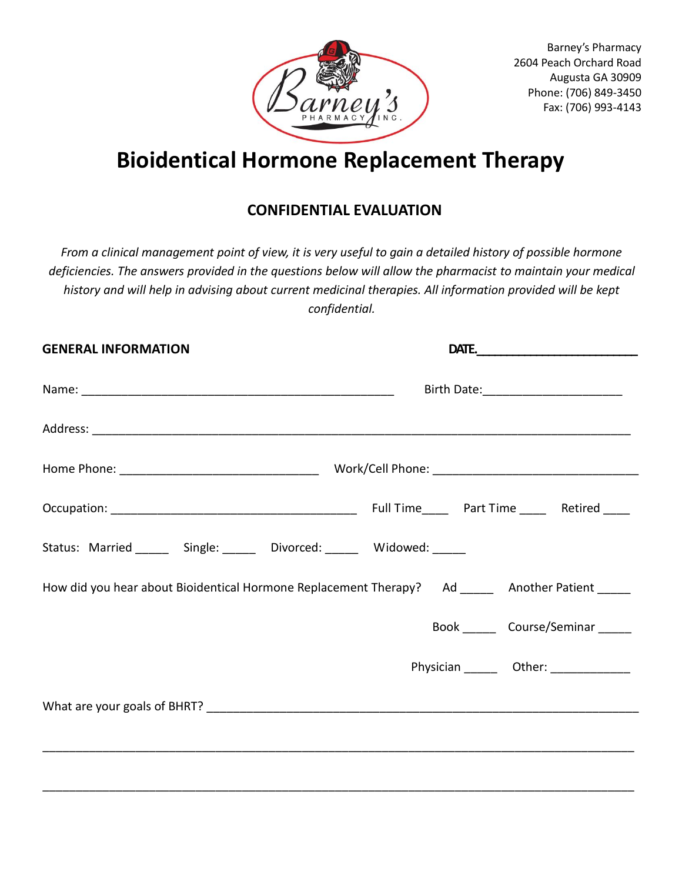Barney's Pharmacy
2604 Peach Orchard Road
Augusta GA 30909
Phone: (706) 849-3450
Fax: (706) 993-4143

# Bioidentical Hormone Replacement Therapy

## CONFIDENTIAL EVALUATION

*From a clinical management point of view, it is very useful to gain a detailed history of possible hormone deficiencies. The answers provided in the questions below will allow the pharmacist to maintain your medical history and will help in advising about current medicinal therapies. All information provided will be kept confidential.*

**GENERAL INFORMATION** **DATE.________________________**

Name: ________________________________________________ Birth Date:_____________________

Address: ________________________________________________________________________________

Home Phone: ______________________________ Work/Cell Phone: ______________________________

Occupation: _____________________________________ Full Time____ Part Time ____ Retired ____

Status: Married _____ Single: _____ Divorced: _____ Widowed: _____

How did you hear about Bioidentical Hormone Replacement Therapy? Ad _____ Another Patient _____

Book _____ Course/Seminar _____

Physician _____ Other: ____________

What are your goals of BHRT? _________________________________________________________________

_____________________________________________________________________________________________

_____________________________________________________________________________________________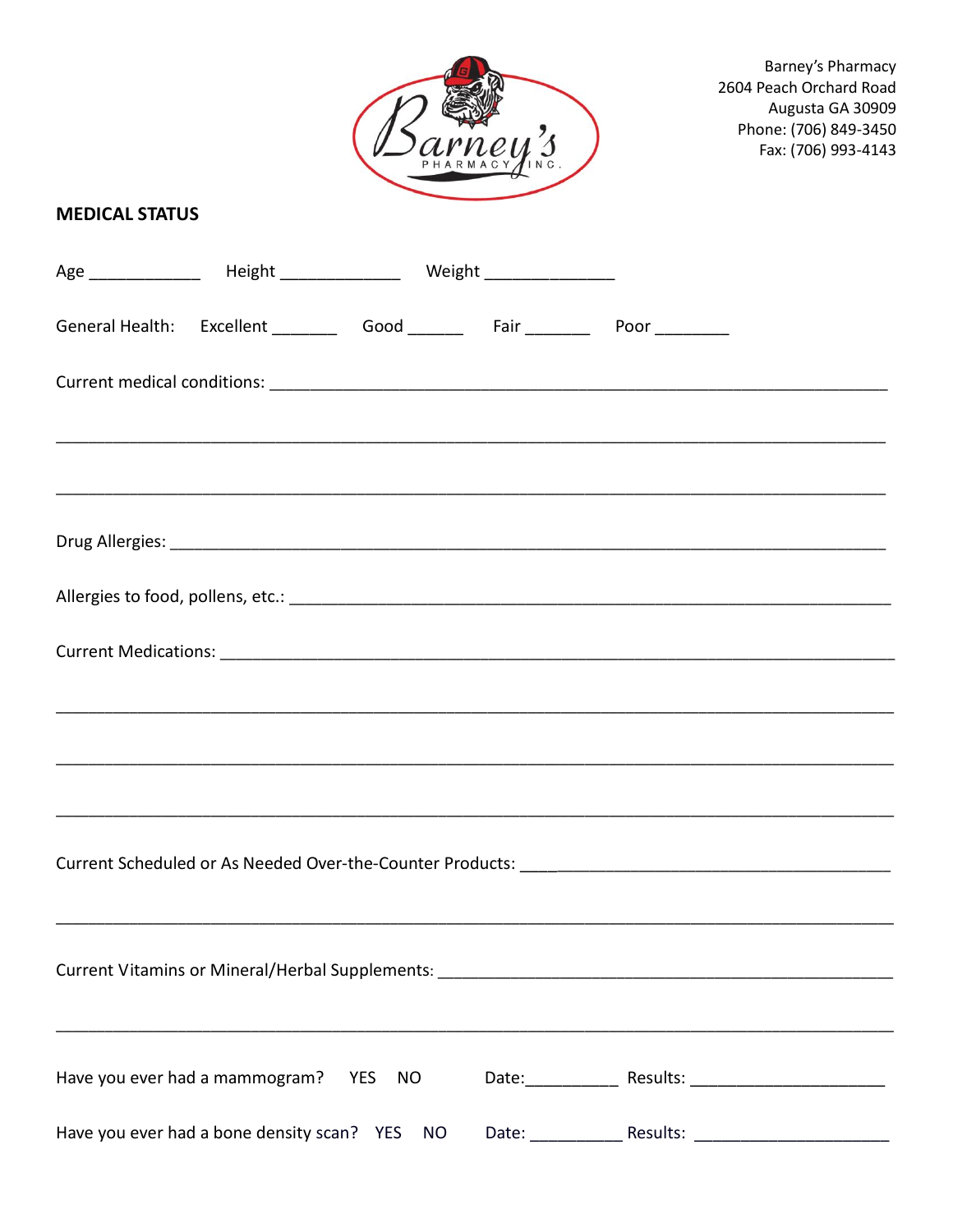Barney's Pharmacy
2604 Peach Orchard Road
Augusta GA 30909
Phone: (706) 849-3450
Fax: (706) 993-4143

**MEDICAL STATUS**

Age ____________ Height _____________ Weight ______________

General Health: Excellent _______ Good ______ Fair _______ Poor ________

Current medical conditions: ______________________________________________________________________

______________________________________________________________________________________

______________________________________________________________________________________

Drug Allergies: ______________________________________________________________________________

Allergies to food, pollens, etc.: ______________________________________________________________

Current Medications: _________________________________________________________________________

______________________________________________________________________________________

______________________________________________________________________________________

______________________________________________________________________________________

Current Scheduled or As Needed Over-the-Counter Products: ______________________________________

______________________________________________________________________________________

Current Vitamins or Mineral/Herbal Supplements: ______________________________________________

______________________________________________________________________________________

Have you ever had a mammogram? YES NO Date:__________ Results: ______________________

Have you ever had a bone density scan? YES NO Date: __________ Results: ______________________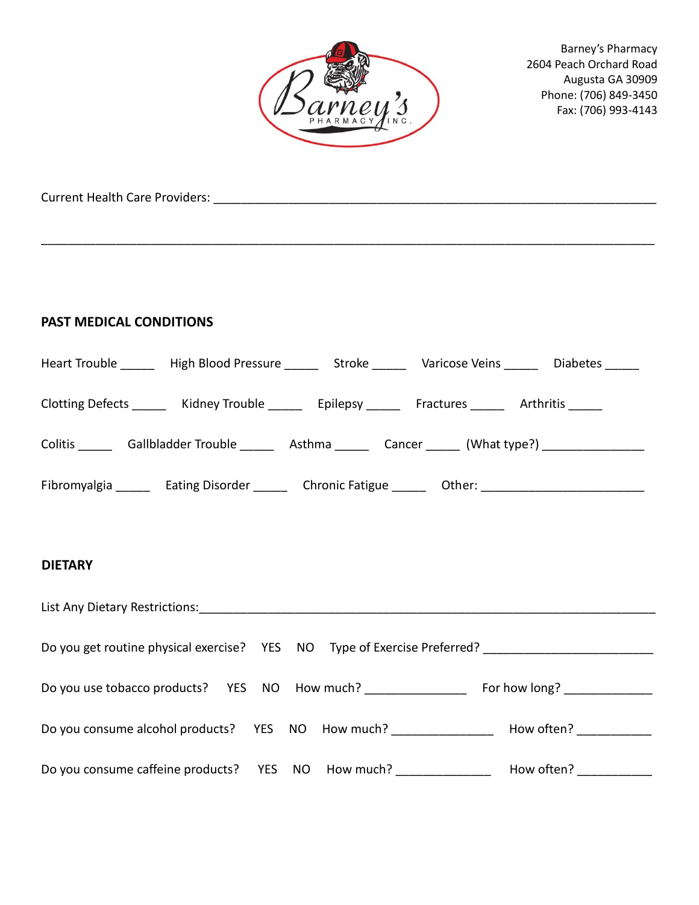Barney's Pharmacy
2604 Peach Orchard Road
Augusta GA 30909
Phone: (706) 849-3450
Fax: (706) 993-4143

Current Health Care Providers: ____________________________________________________________

____________________________________________________________________________________

**PAST MEDICAL CONDITIONS**

Heart Trouble _____ High Blood Pressure _____ Stroke _____ Varicose Veins _____ Diabetes _____

Clotting Defects _____ Kidney Trouble _____ Epilepsy _____ Fractures _____ Arthritis _____

Colitis _____ Gallbladder Trouble _____ Asthma _____ Cancer _____ (What type?) _______________

Fibromyalgia _____ Eating Disorder _____ Chronic Fatigue _____ Other: ________________________

**DIETARY**

List Any Dietary Restrictions:____________________________________________________________

Do you get routine physical exercise? YES NO Type of Exercise Preferred? ________________________

Do you use tobacco products? YES NO How much? _______________ For how long? _____________

Do you consume alcohol products? YES NO How much? _______________ How often? ___________

Do you consume caffeine products? YES NO How much? ______________ How often? ___________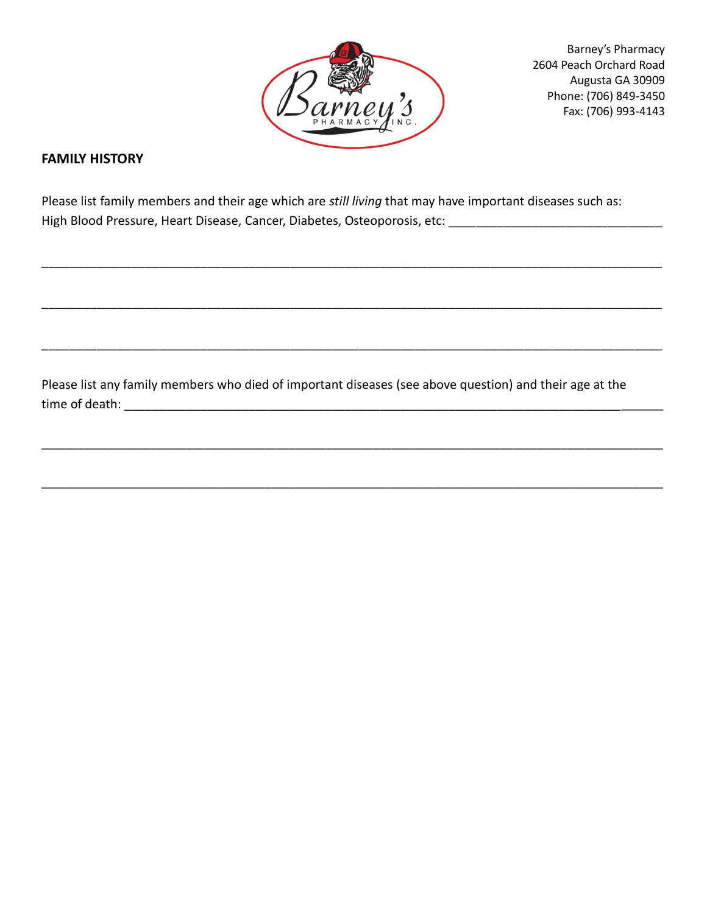Barney's Pharmacy
2604 Peach Orchard Road
Augusta GA 30909
Phone: (706) 849-3450
Fax: (706) 993-4143

**FAMILY HISTORY**

Please list family members and their age which are *still living* that may have important diseases such as: High Blood Pressure, Heart Disease, Cancer, Diabetes, Osteoporosis, etc: ______________________________

_____________________________________________________________________________________

_____________________________________________________________________________________

_____________________________________________________________________________________

Please list any family members who died of important diseases (see above question) and their age at the time of death: _____________________________________________________________________________

_____________________________________________________________________________________

_____________________________________________________________________________________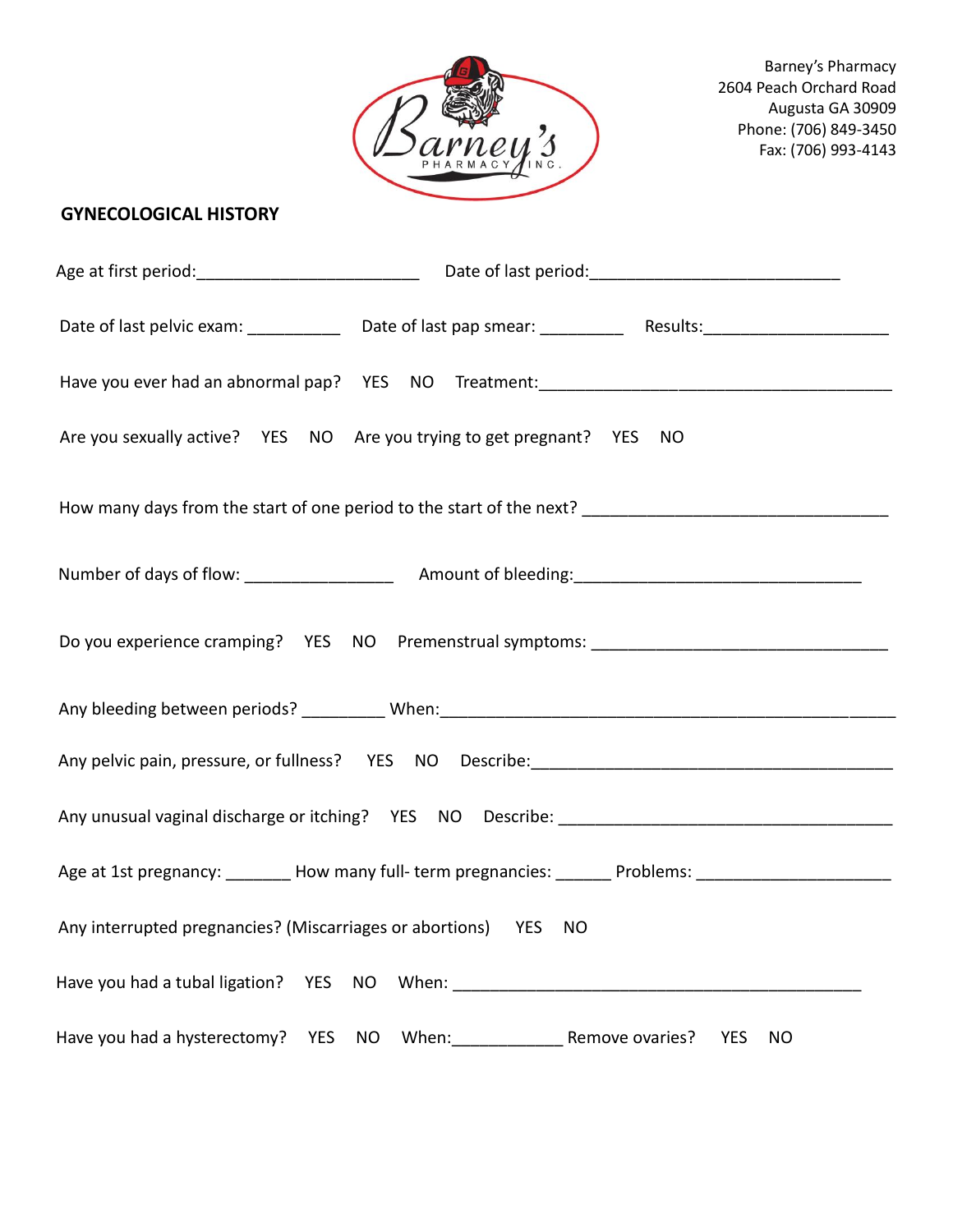Barney's Pharmacy
2604 Peach Orchard Road
Augusta GA 30909
Phone: (706) 849-3450
Fax: (706) 993-4143

## GYNECOLOGICAL HISTORY

Age at first period:________________________ Date of last period:___________________________

Date of last pelvic exam: __________ Date of last pap smear: _________ Results:____________________

Have you ever had an abnormal pap? YES NO Treatment:________________________________________

Are you sexually active? YES NO Are you trying to get pregnant? YES NO

How many days from the start of one period to the start of the next? _________________________________

Number of days of flow: ________________ Amount of bleeding:_______________________________

Do you experience cramping? YES NO Premenstrual symptoms: ________________________________

Any bleeding between periods? _________ When:__________________________________________________

Any pelvic pain, pressure, or fullness? YES NO Describe:________________________________________

Any unusual vaginal discharge or itching? YES NO Describe: _____________________________________

Age at 1st pregnancy: _______ How many full- term pregnancies: ______ Problems: _____________________

Any interrupted pregnancies? (Miscarriages or abortions) YES NO

Have you had a tubal ligation? YES NO When: ______________________________________________

Have you had a hysterectomy? YES NO When:____________ Remove ovaries? YES NO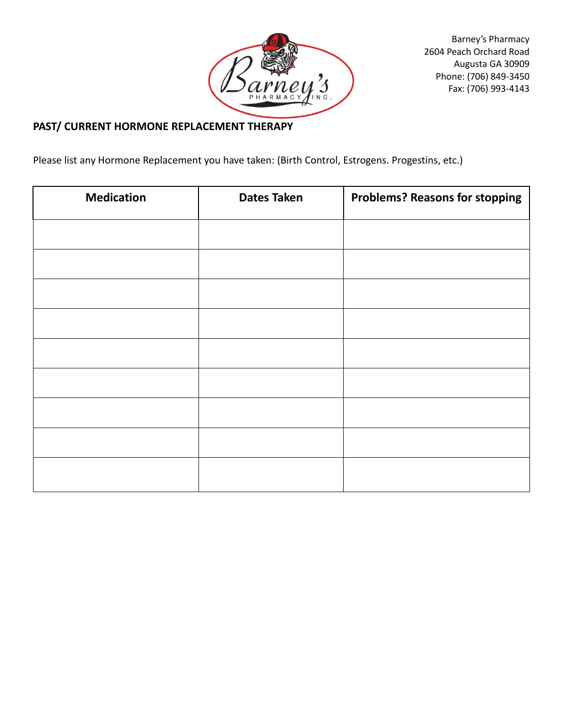Barney's Pharmacy
2604 Peach Orchard Road
Augusta GA 30909
Phone: (706) 849-3450
Fax: (706) 993-4143

**PAST/ CURRENT HORMONE REPLACEMENT THERAPY**

Please list any Hormone Replacement you have taken: (Birth Control, Estrogens. Progestins, etc.)

| Medication | Dates Taken | Problems? Reasons for stopping |
|---|---|---|
| | | |
| | | |
| | | |
| | | |
| | | |
| | | |
| | | |
| | | |
| | | |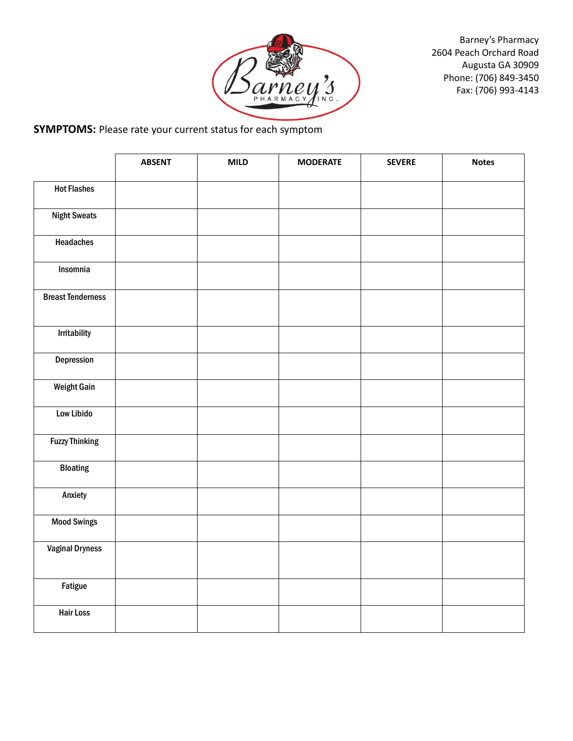Barney's Pharmacy
2604 Peach Orchard Road
Augusta GA 30909
Phone: (706) 849-3450
Fax: (706) 993-4143

**SYMPTOMS:** Please rate your current status for each symptom

| | ABSENT | MILD | MODERATE | SEVERE | Notes |
|---|---|---|---|---|---|
| Hot Flashes | | | | | |
| Night Sweats | | | | | |
| Headaches | | | | | |
| Insomnia | | | | | |
| Breast Tenderness | | | | | |
| Irritability | | | | | |
| Depression | | | | | |
| Weight Gain | | | | | |
| Low Libido | | | | | |
| Fuzzy Thinking | | | | | |
| Bloating | | | | | |
| Anxiety | | | | | |
| Mood Swings | | | | | |
| Vaginal Dryness | | | | | |
| Fatigue | | | | | |
| Hair Loss | | | | | |